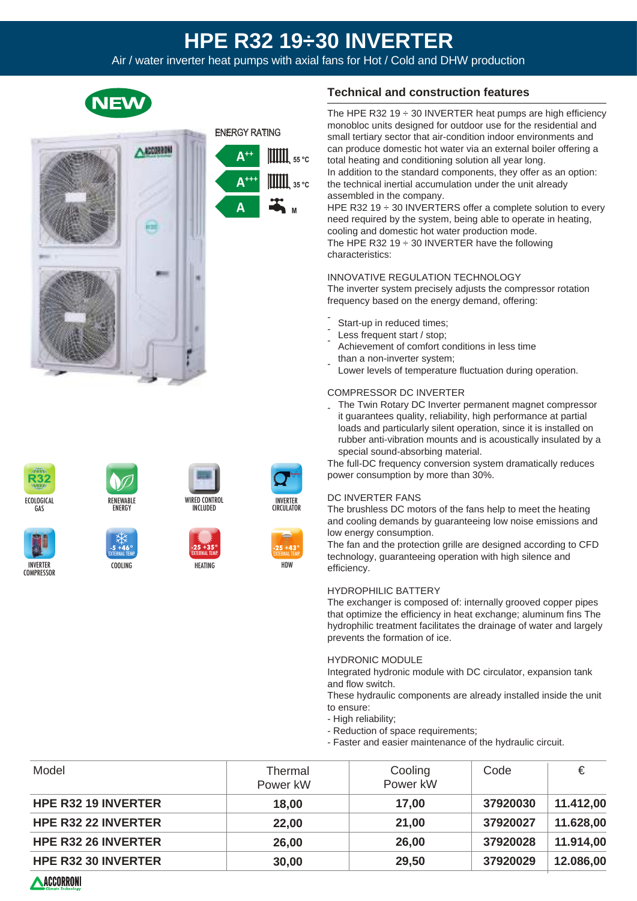# HPE R32 19÷30 INVERTER

Air / water inverter heat pumps with axial fans for Hot / Cold and DHW production

NEW

ENERGY RATING

- A++ 55 °C
- A+++ 35 °C
- A M

ECOLOGICAL GAS | RENEWABLE ENERGY | WIRED CONTROL INCLUDED | INVERTER CIRCULATOR

INVERTER COMPRESSOR | COOLING (-5 +46° EXTERNAL TEMP.) | HEATING (-25 +35° EXTERNAL TEMP.) | HDW (-25 +43° EXTERNAL TEMP.)

## Technical and construction features

The HPE R32 19 ÷ 30 INVERTER heat pumps are high efficiency monobloc units designed for outdoor use for the residential and small tertiary sector that air-condition indoor environments and can produce domestic hot water via an external boiler offering a total heating and conditioning solution all year long.
In addition to the standard components, they offer as an option: the technical inertial accumulation under the unit already assembled in the company.
HPE R32 19 ÷ 30 INVERTERS offer a complete solution to every need required by the system, being able to operate in heating, cooling and domestic hot water production mode.
The HPE R32 19 ÷ 30 INVERTER have the following characteristics:

INNOVATIVE REGULATION TECHNOLOGY
The inverter system precisely adjusts the compressor rotation frequency based on the energy demand, offering:

- Start-up in reduced times;
- Less frequent start / stop;
- Achievement of comfort conditions in less time than a non-inverter system;
- Lower levels of temperature fluctuation during operation.

COMPRESSOR DC INVERTER
- The Twin Rotary DC Inverter permanent magnet compressor it guarantees quality, reliability, high performance at partial loads and particularly silent operation, since it is installed on rubber anti-vibration mounts and is acoustically insulated by a special sound-absorbing material.

The full-DC frequency conversion system dramatically reduces power consumption by more than 30%.

DC INVERTER FANS
The brushless DC motors of the fans help to meet the heating and cooling demands by guaranteeing low noise emissions and low energy consumption.
The fan and the protection grille are designed according to CFD technology, guaranteeing operation with high silence and efficiency.

HYDROPHILIC BATTERY
The exchanger is composed of: internally grooved copper pipes that optimize the efficiency in heat exchange; aluminum fins The hydrophilic treatment facilitates the drainage of water and largely prevents the formation of ice.

HYDRONIC MODULE
Integrated hydronic module with DC circulator, expansion tank and flow switch.
These hydraulic components are already installed inside the unit to ensure:
- High reliability;
- Reduction of space requirements;
- Faster and easier maintenance of the hydraulic circuit.

| Model | Thermal Power kW | Cooling Power kW | Code | € |
|---|---|---|---|---|
| **HPE R32 19 INVERTER** | **18,00** | **17,00** | **37920030** | **11.412,00** |
| **HPE R32 22 INVERTER** | **22,00** | **21,00** | **37920027** | **11.628,00** |
| **HPE R32 26 INVERTER** | **26,00** | **26,00** | **37920028** | **11.914,00** |
| **HPE R32 30 INVERTER** | **30,00** | **29,50** | **37920029** | **12.086,00** |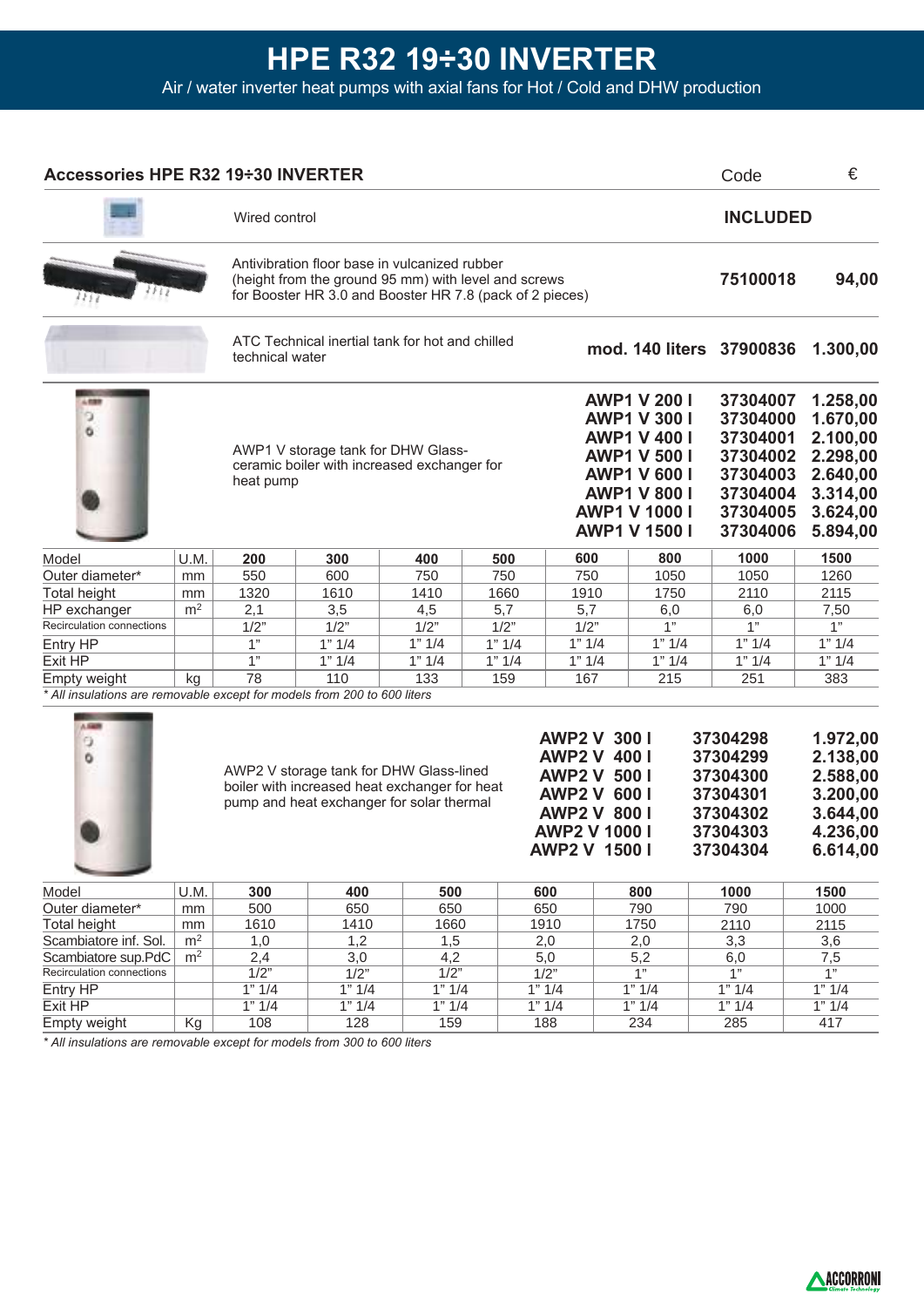# HPE R32 19÷30 INVERTER

Air / water inverter heat pumps with axial fans for Hot / Cold and DHW production

## Accessories HPE R32 19÷30 INVERTER

| Description | | Code | € |
|---|---|---|---|
| Wired control | | **INCLUDED** | |
| Antivibration floor base in vulcanized rubber (height from the ground 95 mm) with level and screws for Booster HR 3.0 and Booster HR 7.8 (pack of 2 pieces) | | **75100018** | **94,00** |
| ATC Technical inertial tank for hot and chilled technical water | **mod. 140 liters** | **37900836** | **1.300,00** |

AWP1 V storage tank for DHW Glass-ceramic boiler with increased exchanger for heat pump

| Model | Code | € |
|---|---|---|
| **AWP1 V 200 l** | **37304007** | **1.258,00** |
| **AWP1 V 300 l** | **37304000** | **1.670,00** |
| **AWP1 V 400 l** | **37304001** | **2.100,00** |
| **AWP1 V 500 l** | **37304002** | **2.298,00** |
| **AWP1 V 600 l** | **37304003** | **2.640,00** |
| **AWP1 V 800 l** | **37304004** | **3.314,00** |
| **AWP1 V 1000 l** | **37304005** | **3.624,00** |
| **AWP1 V 1500 l** | **37304006** | **5.894,00** |

| Model | U.M. | **200** | **300** | **400** | **500** | **600** | **800** | **1000** | **1500** |
|---|---|---|---|---|---|---|---|---|---|
| Outer diameter* | mm | 550 | 600 | 750 | 750 | 750 | 1050 | 1050 | 1260 |
| Total height | mm | 1320 | 1610 | 1410 | 1660 | 1910 | 1750 | 2110 | 2115 |
| HP exchanger | $m^2$ | 2,1 | 3,5 | 4,5 | 5,7 | 5,7 | 6,0 | 6,0 | 7,50 |
| Recirculation connections | | 1/2" | 1/2" | 1/2" | 1/2" | 1/2" | 1" | 1" | 1" |
| Entry HP | | 1" | 1" 1/4 | 1" 1/4 | 1" 1/4 | 1" 1/4 | 1" 1/4 | 1" 1/4 | 1" 1/4 |
| Exit HP | | 1" | 1" 1/4 | 1" 1/4 | 1" 1/4 | 1" 1/4 | 1" 1/4 | 1" 1/4 | 1" 1/4 |
| Empty weight | kg | 78 | 110 | 133 | 159 | 167 | 215 | 251 | 383 |

*\* All insulations are removable except for models from 200 to 600 liters*

AWP2 V storage tank for DHW Glass-lined boiler with increased heat exchanger for heat pump and heat exchanger for solar thermal

| Model | Code | € |
|---|---|---|
| **AWP2 V 300 l** | **37304298** | **1.972,00** |
| **AWP2 V 400 l** | **37304299** | **2.138,00** |
| **AWP2 V 500 l** | **37304300** | **2.588,00** |
| **AWP2 V 600 l** | **37304301** | **3.200,00** |
| **AWP2 V 800 l** | **37304302** | **3.644,00** |
| **AWP2 V 1000 l** | **37304303** | **4.236,00** |
| **AWP2 V 1500 l** | **37304304** | **6.614,00** |

| Model | U.M. | **300** | **400** | **500** | **600** | **800** | **1000** | **1500** |
|---|---|---|---|---|---|---|---|---|
| Outer diameter* | mm | 500 | 650 | 650 | 650 | 790 | 790 | 1000 |
| Total height | mm | 1610 | 1410 | 1660 | 1910 | 1750 | 2110 | 2115 |
| Scambiatore inf. Sol. | $m^2$ | 1,0 | 1,2 | 1,5 | 2,0 | 2,0 | 3,3 | 3,6 |
| Scambiatore sup.PdC | $m^2$ | 2,4 | 3,0 | 4,2 | 5,0 | 5,2 | 6,0 | 7,5 |
| Recirculation connections | | 1/2" | 1/2" | 1/2" | 1/2" | 1" | 1" | 1" |
| Entry HP | | 1" 1/4 | 1" 1/4 | 1" 1/4 | 1" 1/4 | 1" 1/4 | 1" 1/4 | 1" 1/4 |
| Exit HP | | 1" 1/4 | 1" 1/4 | 1" 1/4 | 1" 1/4 | 1" 1/4 | 1" 1/4 | 1" 1/4 |
| Empty weight | Kg | 108 | 128 | 159 | 188 | 234 | 285 | 417 |

*\* All insulations are removable except for models from 300 to 600 liters*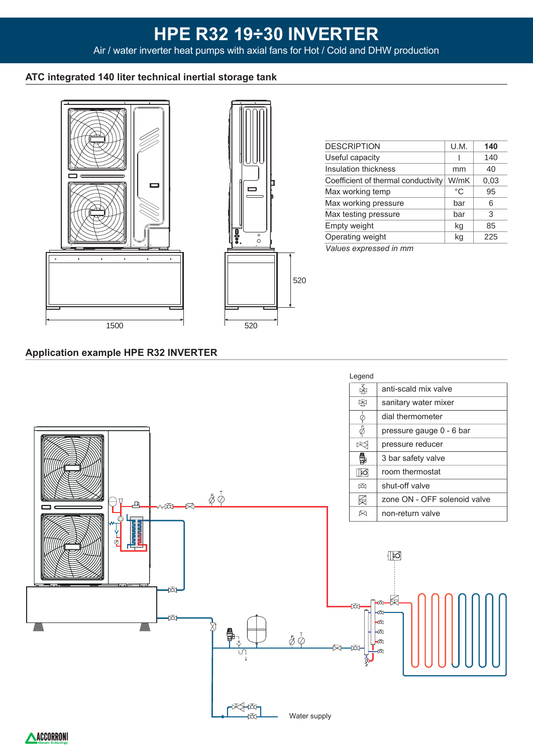# HPE R32 19÷30 INVERTER

Air / water inverter heat pumps with axial fans for Hot / Cold and DHW production

## ATC integrated 140 liter technical inertial storage tank

1500

520

520

| DESCRIPTION | U.M. | **140** |
|---|---|---|
| Useful capacity | l | 140 |
| Insulation thickness | mm | 40 |
| Coefficient of thermal conductivity | W/mK | 0,03 |
| Max working temp | °C | 95 |
| Max working pressure | bar | 6 |
| Max testing pressure | bar | 3 |
| Empty weight | kg | 85 |
| Operating weight | kg | 225 |

*Values expressed in mm*

## Application example HPE R32 INVERTER

Legend

| Symbol | Description |
|---|---|
| | anti-scald mix valve |
| | sanitary water mixer |
| | dial thermometer |
| | pressure gauge 0 - 6 bar |
| | pressure reducer |
| | 3 bar safety valve |
| | room thermostat |
| | shut-off valve |
| | zone ON - OFF solenoid valve |
| | non-return valve |

Water supply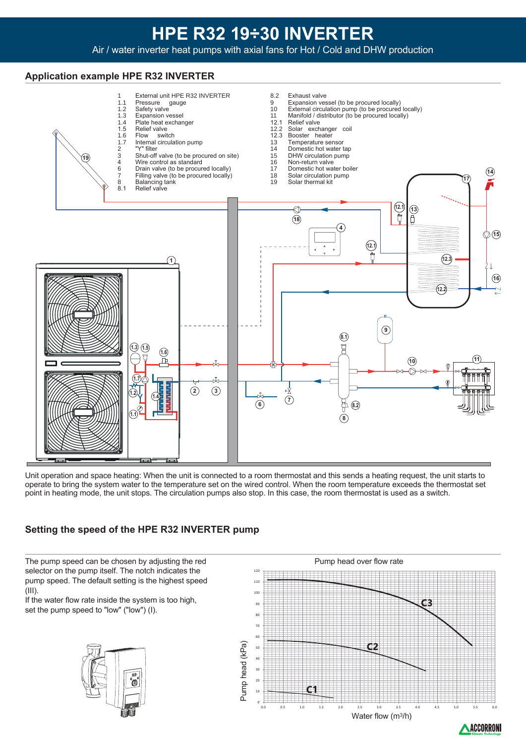# HPE R32 19÷30 INVERTER

Air / water inverter heat pumps with axial fans for Hot / Cold and DHW production

## Application example HPE R32 INVERTER

| | | | |
|---|---|---|---|
| 1 | External unit HPE R32 INVERTER | 8.2 | Exhaust valve |
| 1.1 | Pressure gauge | 9 | Expansion vessel (to be procured locally) |
| 1.2 | Safety valve | 10 | External circulation pump (to be procured locally) |
| 1.3 | Expansion vessel | 11 | Manifold / distributor (to be procured locally) |
| 1.4 | Plate heat exchanger | 12.1 | Relief valve |
| 1.5 | Relief valve | 12.2 | Solar exchanger coil |
| 1.6 | Flow switch | 12.3 | Booster heater |
| 1.7 | Internal circulation pump | 13 | Temperature sensor |
| 2 | "Y" filter | 14 | Domestic hot water tap |
| 3 | Shut-off valve (to be procured on site) | 15 | DHW circulation pump |
| 4 | Wire control as standard | 16 | Non-return valve |
| 6 | Drain valve (to be procured locally) | 17 | Domestic hot water boiler |
| 7 | Filling valve (to be procured locally) | 18 | Solar circulation pump |
| 8 | Balancing tank | 19 | Solar thermal kit |
| 8.1 | Relief valve | | |

Unit operation and space heating: When the unit is connected to a room thermostat and this sends a heating request, the unit starts to operate to bring the system water to the temperature set on the wired control. When the room temperature exceeds the thermostat set point in heating mode, the unit stops. The circulation pumps also stop. In this case, the room thermostat is used as a switch.

## Setting the speed of the HPE R32 INVERTER pump

The pump speed can be chosen by adjusting the red selector on the pump itself. The notch indicates the pump speed. The default setting is the highest speed (III).
If the water flow rate inside the system is too high, set the pump speed to "low" ("low") (I).

Pump head over flow rate

Pump head (kPa) — Water flow ($m^3$/h) — Curves C1, C2, C3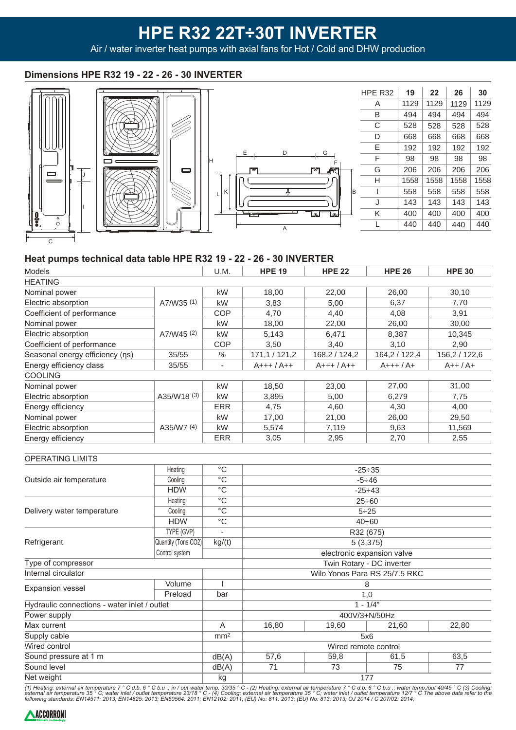# HPE R32 22T÷30T INVERTER

Air / water inverter heat pumps with axial fans for Hot / Cold and DHW production

## Dimensions HPE R32 19 - 22 - 26 - 30 INVERTER

| HPE R32 | 19 | 22 | 26 | 30 |
|---|---|---|---|---|
| A | 1129 | 1129 | 1129 | 1129 |
| B | 494 | 494 | 494 | 494 |
| C | 528 | 528 | 528 | 528 |
| D | 668 | 668 | 668 | 668 |
| E | 192 | 192 | 192 | 192 |
| F | 98 | 98 | 98 | 98 |
| G | 206 | 206 | 206 | 206 |
| H | 1558 | 1558 | 1558 | 1558 |
| I | 558 | 558 | 558 | 558 |
| J | 143 | 143 | 143 | 143 |
| K | 400 | 400 | 400 | 400 |
| L | 440 | 440 | 440 | 440 |

## Heat pumps technical data table HPE R32 19 - 22 - 26 - 30 INVERTER

| Models | | U.M. | HPE 19 | HPE 22 | HPE 26 | HPE 30 |
|---|---|---|---|---|---|---|
| HEATING | | | | | | |
| Nominal power | A7/W35 (1) | kW | 18,00 | 22,00 | 26,00 | 30,10 |
| Electric absorption | A7/W35 (1) | kW | 3,83 | 5,00 | 6,37 | 7,70 |
| Coefficient of performance | A7/W35 (1) | COP | 4,70 | 4,40 | 4,08 | 3,91 |
| Nominal power | A7/W45 (2) | kW | 18,00 | 22,00 | 26,00 | 30,00 |
| Electric absorption | A7/W45 (2) | kW | 5,143 | 6,471 | 8,387 | 10,345 |
| Coefficient of performance | A7/W45 (2) | COP | 3,50 | 3,40 | 3,10 | 2,90 |
| Seasonal energy efficiency (ηs) | 35/55 | % | 171,1 / 121,2 | 168,2 / 124,2 | 164,2 / 122,4 | 156,2 / 122,6 |
| Energy efficiency class | 35/55 | - | A+++ / A++ | A+++ / A++ | A+++ / A+ | A++ / A+ |
| COOLING | | | | | | |
| Nominal power | A35/W18 (3) | kW | 18,50 | 23,00 | 27,00 | 31,00 |
| Electric absorption | A35/W18 (3) | kW | 3,895 | 5,00 | 6,279 | 7,75 |
| Energy efficiency | A35/W18 (3) | ERR | 4,75 | 4,60 | 4,30 | 4,00 |
| Nominal power | A35/W7 (4) | kW | 17,00 | 21,00 | 26,00 | 29,50 |
| Electric absorption | A35/W7 (4) | kW | 5,574 | 7,119 | 9,63 | 11,569 |
| Energy efficiency | A35/W7 (4) | ERR | 3,05 | 2,95 | 2,70 | 2,55 |

| OPERATING LIMITS | | | | | | |
|---|---|---|---|---|---|---|
| Outside air temperature | Heating | °C | -25÷35 | | | |
| | Cooling | °C | -5÷46 | | | |
| | HDW | °C | -25÷43 | | | |
| Delivery water temperature | Heating | °C | 25÷60 | | | |
| | Cooling | °C | 5÷25 | | | |
| | HDW | °C | 40÷60 | | | |
| Refrigerant | TYPE (GVP) | - | R32 (675) | | | |
| | Quantity (Tons CO2) | kg/(t) | 5 (3,375) | | | |
| | Control system | | electronic expansion valve | | | |
| Type of compressor | | | Twin Rotary - DC inverter | | | |
| Internal circulator | | | Wilo Yonos Para RS 25/7.5 RKC | | | |
| Expansion vessel | Volume | l | 8 | | | |
| | Preload | bar | 1,0 | | | |
| Hydraulic connections - water inlet / outlet | | | 1 - 1/4" | | | |
| Power supply | | | 400V/3+N/50Hz | | | |
| Max current | | A | 16,80 | 19,60 | 21,60 | 22,80 |
| Supply cable | | mm² | 5x6 | | | |
| Wired control | | | Wired remote control | | | |
| Sound pressure at 1 m | | dB(A) | 57,6 | 59,8 | 61,5 | 63,5 |
| Sound level | | dB(A) | 71 | 73 | 75 | 77 |
| Net weight | | kg | 177 | | | |

*(1) Heating: external air temperature 7 ° C d.b. 6 ° C b.u .; in / out water temp. 30/35 ° C - (2) Heating: external air temperature 7 ° C d.b. 6 ° C b.u .; water temp./out 40/45 ° C (3) Cooling: external air temperature 35 ° C; water inlet / outlet temperature 23/18 ° C - (4) Cooling: external air temperature 35 ° C; water inlet / outlet temperature 12/7 ° C The above data refer to the following standards: EN14511: 2013; EN14825: 2013; EN50564: 2011; EN12102: 2011; (EU) No: 811: 2013; (EU) No: 813: 2013; OJ 2014 / C 207/02: 2014;*

ACCORRONI Climate Technology